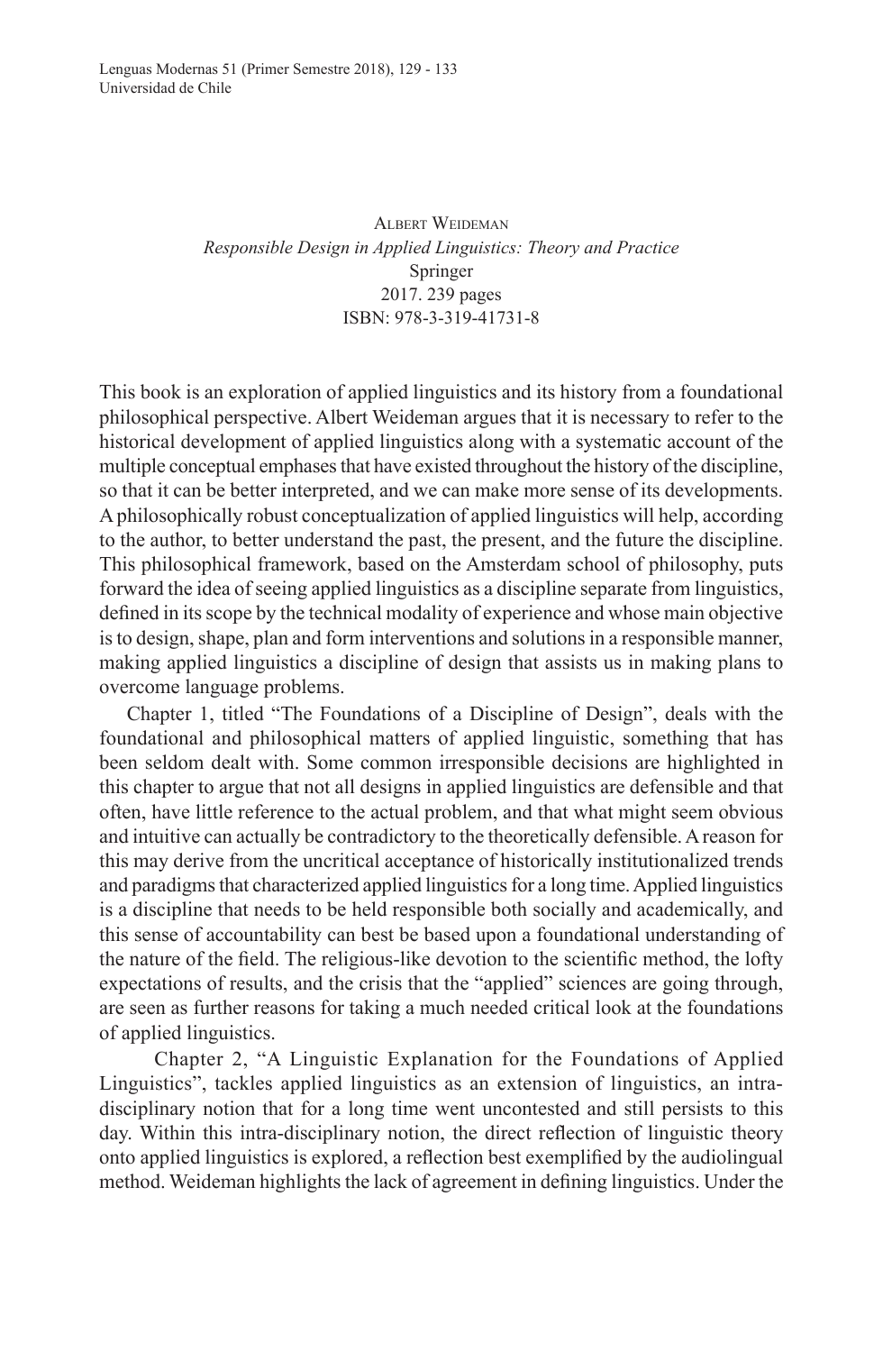Albert Weideman

*Responsible Design in Applied Linguistics: Theory and Practice*

Springer

2017. 239 pages

ISBN: 978-3-319-41731-8

This book is an exploration of applied linguistics and its history from a foundational philosophical perspective. Albert Weideman argues that it is necessary to refer to the historical development of applied linguistics along with a systematic account of the multiple conceptual emphases that have existed throughout the history of the discipline, so that it can be better interpreted, and we can make more sense of its developments. A philosophically robust conceptualization of applied linguistics will help, according to the author, to better understand the past, the present, and the future the discipline. This philosophical framework, based on the Amsterdam school of philosophy, puts forward the idea of seeing applied linguistics as a discipline separate from linguistics, defined in its scope by the technical modality of experience and whose main objective is to design, shape, plan and form interventions and solutions in a responsible manner, making applied linguistics a discipline of design that assists us in making plans to overcome language problems.

Chapter 1, titled "The Foundations of a Discipline of Design", deals with the foundational and philosophical matters of applied linguistic, something that has been seldom dealt with. Some common irresponsible decisions are highlighted in this chapter to argue that not all designs in applied linguistics are defensible and that often, have little reference to the actual problem, and that what might seem obvious and intuitive can actually be contradictory to the theoretically defensible. A reason for this may derive from the uncritical acceptance of historically institutionalized trends and paradigms that characterized applied linguistics for a long time. Applied linguistics is a discipline that needs to be held responsible both socially and academically, and this sense of accountability can best be based upon a foundational understanding of the nature of the field. The religious-like devotion to the scientific method, the lofty expectations of results, and the crisis that the "applied" sciences are going through, are seen as further reasons for taking a much needed critical look at the foundations of applied linguistics.

Chapter 2, "A Linguistic Explanation for the Foundations of Applied Linguistics", tackles applied linguistics as an extension of linguistics, an intra-disciplinary notion that for a long time went uncontested and still persists to this day. Within this intra-disciplinary notion, the direct reflection of linguistic theory onto applied linguistics is explored, a reflection best exemplified by the audiolingual method. Weideman highlights the lack of agreement in defining linguistics. Under the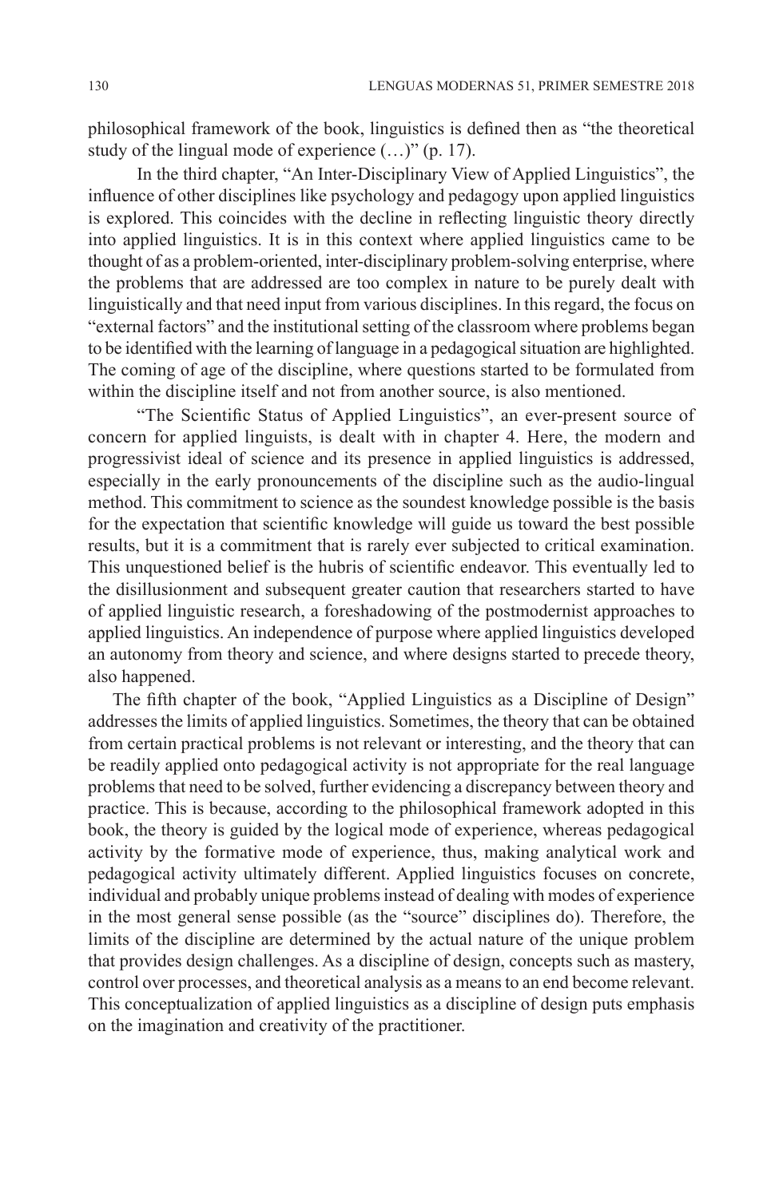philosophical framework of the book, linguistics is defined then as "the theoretical study of the lingual mode of experience (…)" (p. 17).

In the third chapter, "An Inter-Disciplinary View of Applied Linguistics", the influence of other disciplines like psychology and pedagogy upon applied linguistics is explored. This coincides with the decline in reflecting linguistic theory directly into applied linguistics. It is in this context where applied linguistics came to be thought of as a problem-oriented, inter-disciplinary problem-solving enterprise, where the problems that are addressed are too complex in nature to be purely dealt with linguistically and that need input from various disciplines. In this regard, the focus on "external factors" and the institutional setting of the classroom where problems began to be identified with the learning of language in a pedagogical situation are highlighted. The coming of age of the discipline, where questions started to be formulated from within the discipline itself and not from another source, is also mentioned.

"The Scientific Status of Applied Linguistics", an ever-present source of concern for applied linguists, is dealt with in chapter 4. Here, the modern and progressivist ideal of science and its presence in applied linguistics is addressed, especially in the early pronouncements of the discipline such as the audio-lingual method. This commitment to science as the soundest knowledge possible is the basis for the expectation that scientific knowledge will guide us toward the best possible results, but it is a commitment that is rarely ever subjected to critical examination. This unquestioned belief is the hubris of scientific endeavor. This eventually led to the disillusionment and subsequent greater caution that researchers started to have of applied linguistic research, a foreshadowing of the postmodernist approaches to applied linguistics. An independence of purpose where applied linguistics developed an autonomy from theory and science, and where designs started to precede theory, also happened.

The fifth chapter of the book, "Applied Linguistics as a Discipline of Design" addresses the limits of applied linguistics. Sometimes, the theory that can be obtained from certain practical problems is not relevant or interesting, and the theory that can be readily applied onto pedagogical activity is not appropriate for the real language problems that need to be solved, further evidencing a discrepancy between theory and practice. This is because, according to the philosophical framework adopted in this book, the theory is guided by the logical mode of experience, whereas pedagogical activity by the formative mode of experience, thus, making analytical work and pedagogical activity ultimately different. Applied linguistics focuses on concrete, individual and probably unique problems instead of dealing with modes of experience in the most general sense possible (as the "source" disciplines do). Therefore, the limits of the discipline are determined by the actual nature of the unique problem that provides design challenges. As a discipline of design, concepts such as mastery, control over processes, and theoretical analysis as a means to an end become relevant. This conceptualization of applied linguistics as a discipline of design puts emphasis on the imagination and creativity of the practitioner.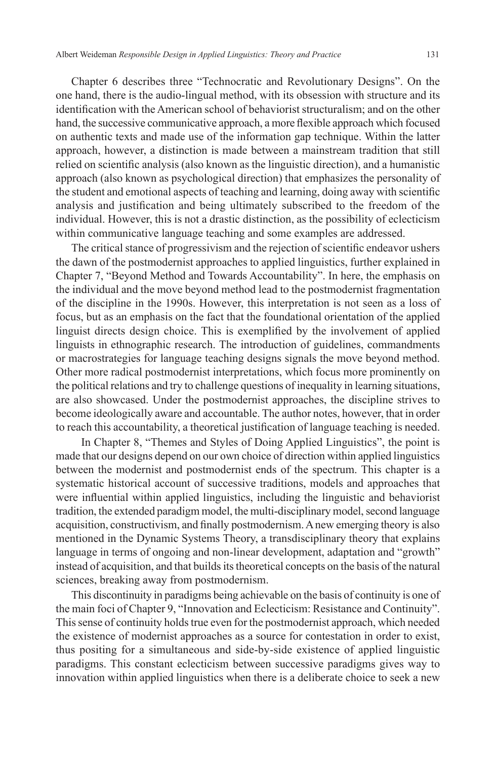Chapter 6 describes three “Technocratic and Revolutionary Designs”. On the one hand, there is the audio-lingual method, with its obsession with structure and its identification with the American school of behaviorist structuralism; and on the other hand, the successive communicative approach, a more flexible approach which focused on authentic texts and made use of the information gap technique. Within the latter approach, however, a distinction is made between a mainstream tradition that still relied on scientific analysis (also known as the linguistic direction), and a humanistic approach (also known as psychological direction) that emphasizes the personality of the student and emotional aspects of teaching and learning, doing away with scientific analysis and justification and being ultimately subscribed to the freedom of the individual. However, this is not a drastic distinction, as the possibility of eclecticism within communicative language teaching and some examples are addressed.

The critical stance of progressivism and the rejection of scientific endeavor ushers the dawn of the postmodernist approaches to applied linguistics, further explained in Chapter 7, “Beyond Method and Towards Accountability”. In here, the emphasis on the individual and the move beyond method lead to the postmodernist fragmentation of the discipline in the 1990s. However, this interpretation is not seen as a loss of focus, but as an emphasis on the fact that the foundational orientation of the applied linguist directs design choice. This is exemplified by the involvement of applied linguists in ethnographic research. The introduction of guidelines, commandments or macrostrategies for language teaching designs signals the move beyond method. Other more radical postmodernist interpretations, which focus more prominently on the political relations and try to challenge questions of inequality in learning situations, are also showcased. Under the postmodernist approaches, the discipline strives to become ideologically aware and accountable. The author notes, however, that in order to reach this accountability, a theoretical justification of language teaching is needed.

In Chapter 8, “Themes and Styles of Doing Applied Linguistics”, the point is made that our designs depend on our own choice of direction within applied linguistics between the modernist and postmodernist ends of the spectrum. This chapter is a systematic historical account of successive traditions, models and approaches that were influential within applied linguistics, including the linguistic and behaviorist tradition, the extended paradigm model, the multi-disciplinary model, second language acquisition, constructivism, and finally postmodernism. A new emerging theory is also mentioned in the Dynamic Systems Theory, a transdisciplinary theory that explains language in terms of ongoing and non-linear development, adaptation and “growth” instead of acquisition, and that builds its theoretical concepts on the basis of the natural sciences, breaking away from postmodernism.

This discontinuity in paradigms being achievable on the basis of continuity is one of the main foci of Chapter 9, “Innovation and Eclecticism: Resistance and Continuity”. This sense of continuity holds true even for the postmodernist approach, which needed the existence of modernist approaches as a source for contestation in order to exist, thus positing for a simultaneous and side-by-side existence of applied linguistic paradigms. This constant eclecticism between successive paradigms gives way to innovation within applied linguistics when there is a deliberate choice to seek a new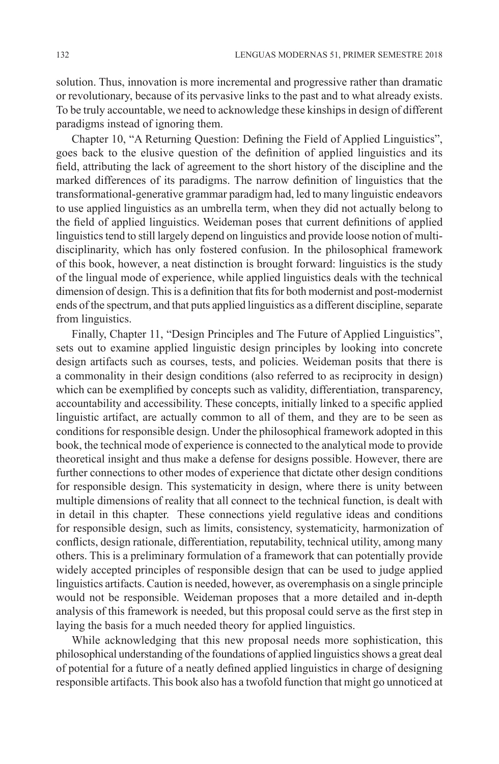solution. Thus, innovation is more incremental and progressive rather than dramatic or revolutionary, because of its pervasive links to the past and to what already exists. To be truly accountable, we need to acknowledge these kinships in design of different paradigms instead of ignoring them.

Chapter 10, "A Returning Question: Defining the Field of Applied Linguistics", goes back to the elusive question of the definition of applied linguistics and its field, attributing the lack of agreement to the short history of the discipline and the marked differences of its paradigms. The narrow definition of linguistics that the transformational-generative grammar paradigm had, led to many linguistic endeavors to use applied linguistics as an umbrella term, when they did not actually belong to the field of applied linguistics. Weideman poses that current definitions of applied linguistics tend to still largely depend on linguistics and provide loose notion of multi-disciplinarity, which has only fostered confusion. In the philosophical framework of this book, however, a neat distinction is brought forward: linguistics is the study of the lingual mode of experience, while applied linguistics deals with the technical dimension of design. This is a definition that fits for both modernist and post-modernist ends of the spectrum, and that puts applied linguistics as a different discipline, separate from linguistics.

Finally, Chapter 11, "Design Principles and The Future of Applied Linguistics", sets out to examine applied linguistic design principles by looking into concrete design artifacts such as courses, tests, and policies. Weideman posits that there is a commonality in their design conditions (also referred to as reciprocity in design) which can be exemplified by concepts such as validity, differentiation, transparency, accountability and accessibility. These concepts, initially linked to a specific applied linguistic artifact, are actually common to all of them, and they are to be seen as conditions for responsible design. Under the philosophical framework adopted in this book, the technical mode of experience is connected to the analytical mode to provide theoretical insight and thus make a defense for designs possible. However, there are further connections to other modes of experience that dictate other design conditions for responsible design. This systematicity in design, where there is unity between multiple dimensions of reality that all connect to the technical function, is dealt with in detail in this chapter. These connections yield regulative ideas and conditions for responsible design, such as limits, consistency, systematicity, harmonization of conflicts, design rationale, differentiation, reputability, technical utility, among many others. This is a preliminary formulation of a framework that can potentially provide widely accepted principles of responsible design that can be used to judge applied linguistics artifacts. Caution is needed, however, as overemphasis on a single principle would not be responsible. Weideman proposes that a more detailed and in-depth analysis of this framework is needed, but this proposal could serve as the first step in laying the basis for a much needed theory for applied linguistics.

While acknowledging that this new proposal needs more sophistication, this philosophical understanding of the foundations of applied linguistics shows a great deal of potential for a future of a neatly defined applied linguistics in charge of designing responsible artifacts. This book also has a twofold function that might go unnoticed at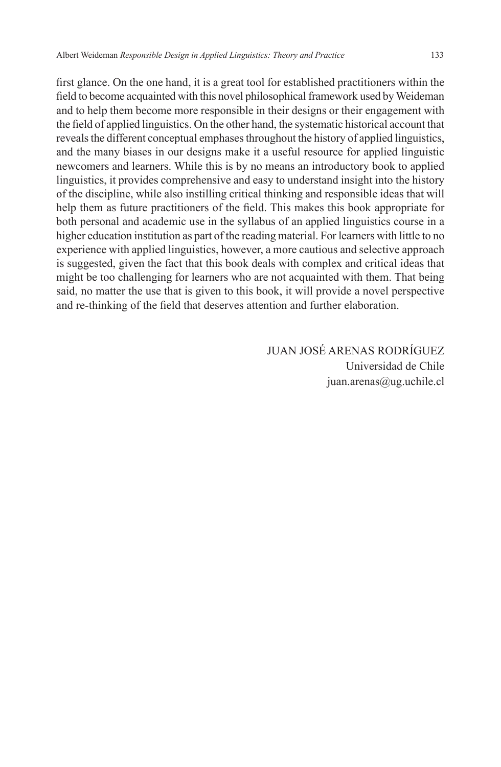first glance. On the one hand, it is a great tool for established practitioners within the field to become acquainted with this novel philosophical framework used by Weideman and to help them become more responsible in their designs or their engagement with the field of applied linguistics. On the other hand, the systematic historical account that reveals the different conceptual emphases throughout the history of applied linguistics, and the many biases in our designs make it a useful resource for applied linguistic newcomers and learners. While this is by no means an introductory book to applied linguistics, it provides comprehensive and easy to understand insight into the history of the discipline, while also instilling critical thinking and responsible ideas that will help them as future practitioners of the field. This makes this book appropriate for both personal and academic use in the syllabus of an applied linguistics course in a higher education institution as part of the reading material. For learners with little to no experience with applied linguistics, however, a more cautious and selective approach is suggested, given the fact that this book deals with complex and critical ideas that might be too challenging for learners who are not acquainted with them. That being said, no matter the use that is given to this book, it will provide a novel perspective and re-thinking of the field that deserves attention and further elaboration.

JUAN JOSÉ ARENAS RODRÍGUEZ
Universidad de Chile
juan.arenas@ug.uchile.cl